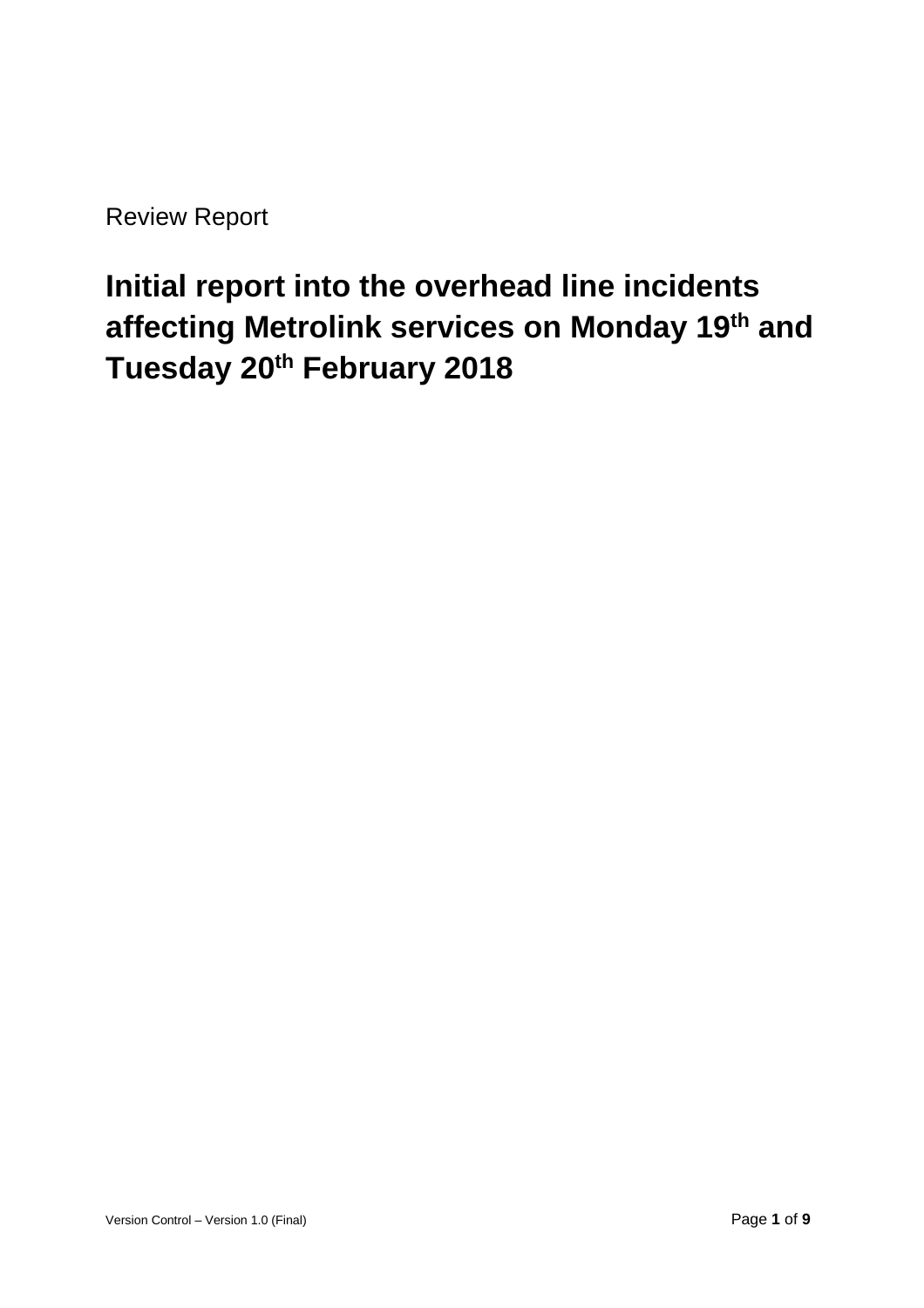Review Report

# Initial report into the overhead line incidents affecting Metrolink services on Monday 19th and Tuesday 20th February 2018

Version Control – Version 1.0 (Final)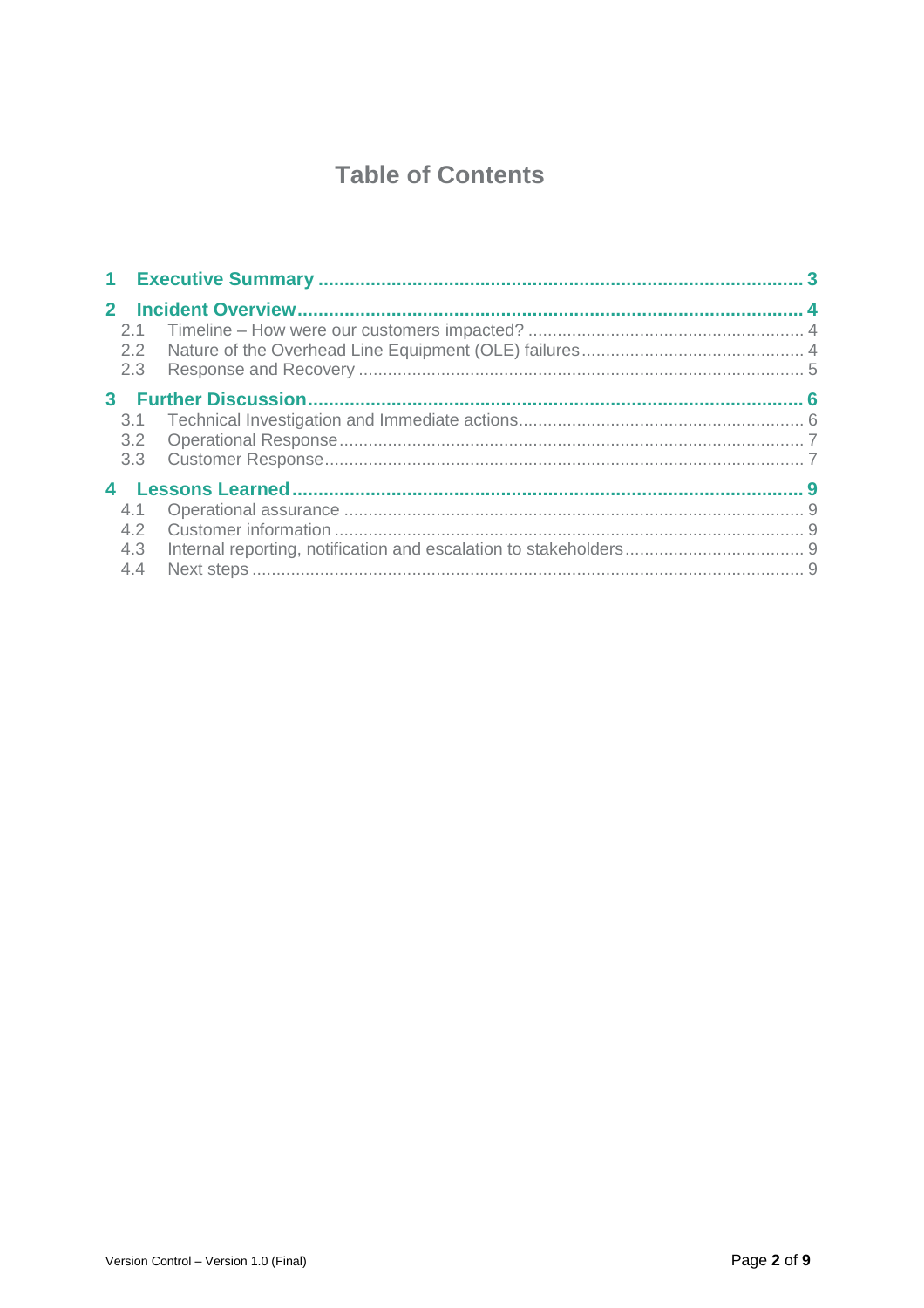# Table of Contents

**1 Executive Summary** ........................................................................................ **3**

**2 Incident Overview** ........................................................................................ **4**

2.1 Timeline – How were our customers impacted? ........................................................ 4

2.2 Nature of the Overhead Line Equipment (OLE) failures ............................................. 4

2.3 Response and Recovery ........................................................................................ 5

**3 Further Discussion** ........................................................................................ **6**

3.1 Technical Investigation and Immediate actions ........................................................ 6

3.2 Operational Response ........................................................................................ 7

3.3 Customer Response ........................................................................................ 7

**4 Lessons Learned** ........................................................................................ **9**

4.1 Operational assurance ........................................................................................ 9

4.2 Customer information ........................................................................................ 9

4.3 Internal reporting, notification and escalation to stakeholders .................................... 9

4.4 Next steps ........................................................................................ 9

Version Control – Version 1.0 (Final)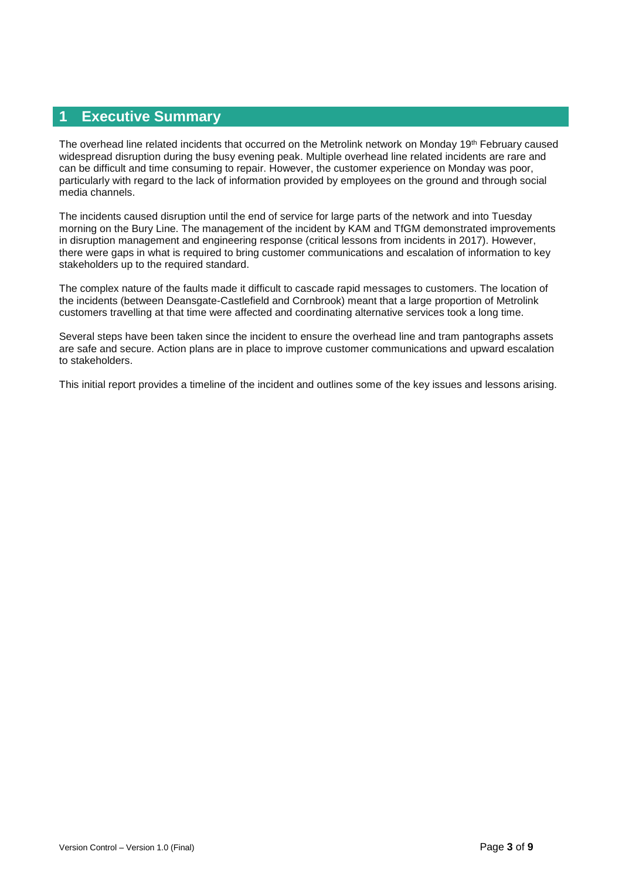# 1 Executive Summary

The overhead line related incidents that occurred on the Metrolink network on Monday 19th February caused widespread disruption during the busy evening peak. Multiple overhead line related incidents are rare and can be difficult and time consuming to repair. However, the customer experience on Monday was poor, particularly with regard to the lack of information provided by employees on the ground and through social media channels.

The incidents caused disruption until the end of service for large parts of the network and into Tuesday morning on the Bury Line. The management of the incident by KAM and TfGM demonstrated improvements in disruption management and engineering response (critical lessons from incidents in 2017). However, there were gaps in what is required to bring customer communications and escalation of information to key stakeholders up to the required standard.

The complex nature of the faults made it difficult to cascade rapid messages to customers. The location of the incidents (between Deansgate-Castlefield and Cornbrook) meant that a large proportion of Metrolink customers travelling at that time were affected and coordinating alternative services took a long time.

Several steps have been taken since the incident to ensure the overhead line and tram pantographs assets are safe and secure. Action plans are in place to improve customer communications and upward escalation to stakeholders.

This initial report provides a timeline of the incident and outlines some of the key issues and lessons arising.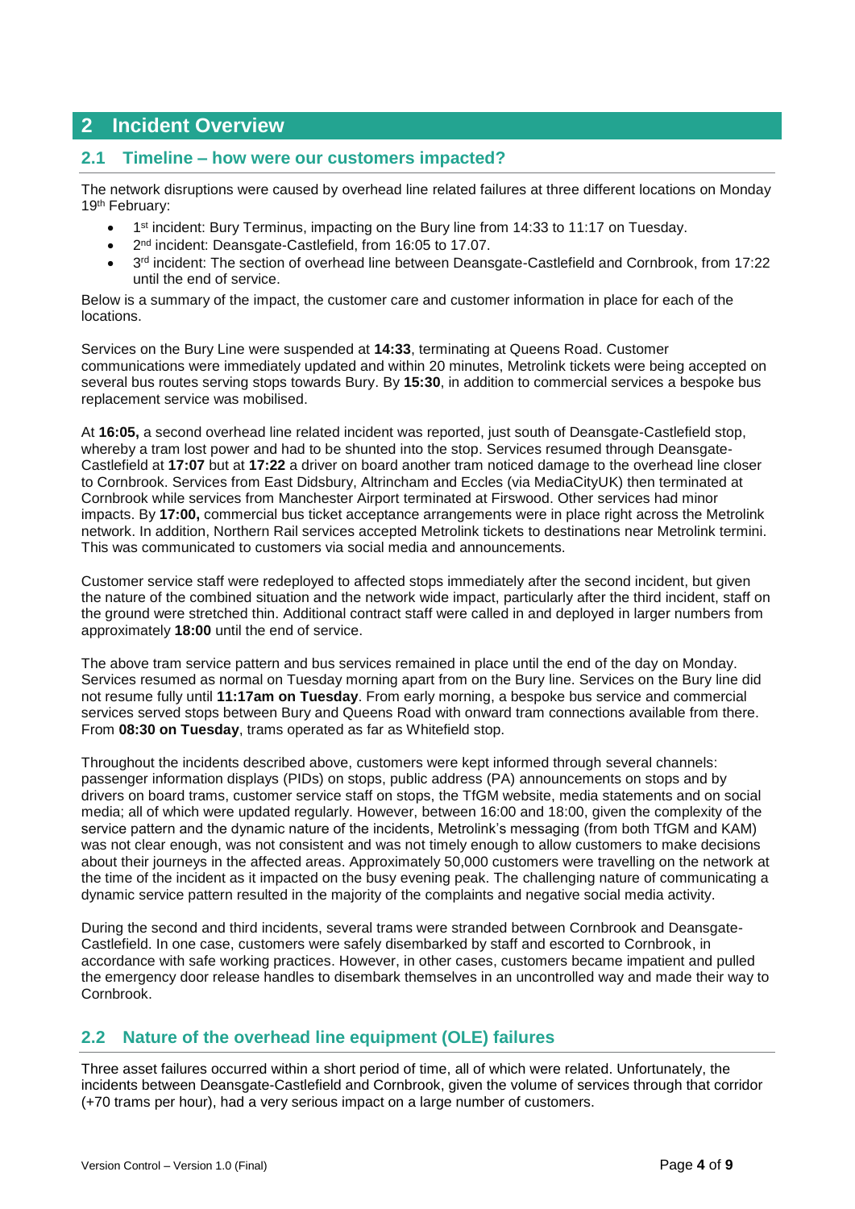## 2 Incident Overview

### 2.1 Timeline – how were our customers impacted?

The network disruptions were caused by overhead line related failures at three different locations on Monday 19th February:

- 1st incident: Bury Terminus, impacting on the Bury line from 14:33 to 11:17 on Tuesday.
- 2nd incident: Deansgate-Castlefield, from 16:05 to 17.07.
- 3rd incident: The section of overhead line between Deansgate-Castlefield and Cornbrook, from 17:22 until the end of service.

Below is a summary of the impact, the customer care and customer information in place for each of the locations.

Services on the Bury Line were suspended at **14:33**, terminating at Queens Road. Customer communications were immediately updated and within 20 minutes, Metrolink tickets were being accepted on several bus routes serving stops towards Bury. By **15:30**, in addition to commercial services a bespoke bus replacement service was mobilised.

At **16:05,** a second overhead line related incident was reported, just south of Deansgate-Castlefield stop, whereby a tram lost power and had to be shunted into the stop. Services resumed through Deansgate-Castlefield at **17:07** but at **17:22** a driver on board another tram noticed damage to the overhead line closer to Cornbrook. Services from East Didsbury, Altrincham and Eccles (via MediaCityUK) then terminated at Cornbrook while services from Manchester Airport terminated at Firswood. Other services had minor impacts. By **17:00,** commercial bus ticket acceptance arrangements were in place right across the Metrolink network. In addition, Northern Rail services accepted Metrolink tickets to destinations near Metrolink termini. This was communicated to customers via social media and announcements.

Customer service staff were redeployed to affected stops immediately after the second incident, but given the nature of the combined situation and the network wide impact, particularly after the third incident, staff on the ground were stretched thin. Additional contract staff were called in and deployed in larger numbers from approximately **18:00** until the end of service.

The above tram service pattern and bus services remained in place until the end of the day on Monday. Services resumed as normal on Tuesday morning apart from on the Bury line. Services on the Bury line did not resume fully until **11:17am on Tuesday**. From early morning, a bespoke bus service and commercial services served stops between Bury and Queens Road with onward tram connections available from there. From **08:30 on Tuesday**, trams operated as far as Whitefield stop.

Throughout the incidents described above, customers were kept informed through several channels: passenger information displays (PIDs) on stops, public address (PA) announcements on stops and by drivers on board trams, customer service staff on stops, the TfGM website, media statements and on social media; all of which were updated regularly. However, between 16:00 and 18:00, given the complexity of the service pattern and the dynamic nature of the incidents, Metrolink's messaging (from both TfGM and KAM) was not clear enough, was not consistent and was not timely enough to allow customers to make decisions about their journeys in the affected areas. Approximately 50,000 customers were travelling on the network at the time of the incident as it impacted on the busy evening peak. The challenging nature of communicating a dynamic service pattern resulted in the majority of the complaints and negative social media activity.

During the second and third incidents, several trams were stranded between Cornbrook and Deansgate-Castlefield. In one case, customers were safely disembarked by staff and escorted to Cornbrook, in accordance with safe working practices. However, in other cases, customers became impatient and pulled the emergency door release handles to disembark themselves in an uncontrolled way and made their way to Cornbrook.

### 2.2 Nature of the overhead line equipment (OLE) failures

Three asset failures occurred within a short period of time, all of which were related. Unfortunately, the incidents between Deansgate-Castlefield and Cornbrook, given the volume of services through that corridor (+70 trams per hour), had a very serious impact on a large number of customers.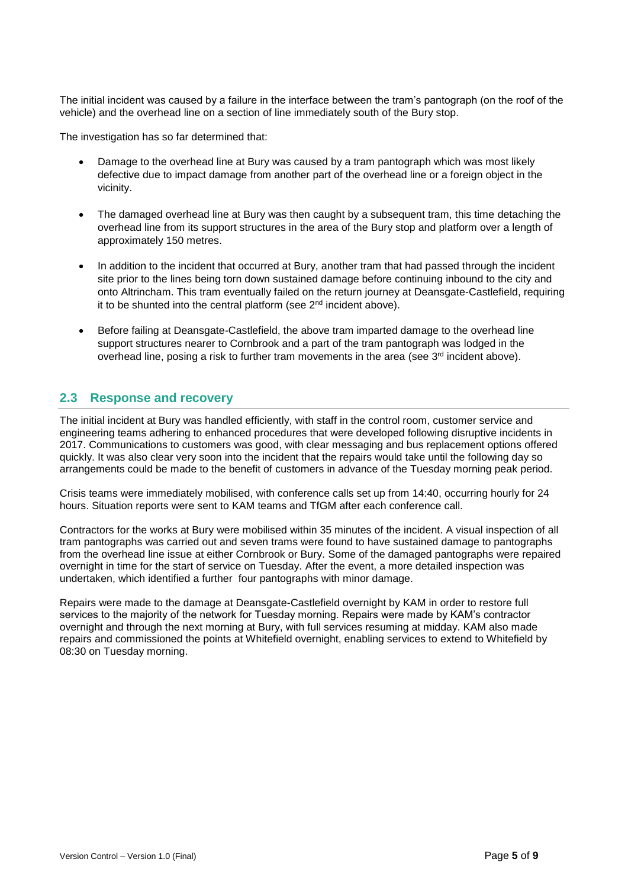The initial incident was caused by a failure in the interface between the tram's pantograph (on the roof of the vehicle) and the overhead line on a section of line immediately south of the Bury stop.

The investigation has so far determined that:

- Damage to the overhead line at Bury was caused by a tram pantograph which was most likely defective due to impact damage from another part of the overhead line or a foreign object in the vicinity.
- The damaged overhead line at Bury was then caught by a subsequent tram, this time detaching the overhead line from its support structures in the area of the Bury stop and platform over a length of approximately 150 metres.
- In addition to the incident that occurred at Bury, another tram that had passed through the incident site prior to the lines being torn down sustained damage before continuing inbound to the city and onto Altrincham. This tram eventually failed on the return journey at Deansgate-Castlefield, requiring it to be shunted into the central platform (see 2nd incident above).
- Before failing at Deansgate-Castlefield, the above tram imparted damage to the overhead line support structures nearer to Cornbrook and a part of the tram pantograph was lodged in the overhead line, posing a risk to further tram movements in the area (see 3rd incident above).

## 2.3 Response and recovery

The initial incident at Bury was handled efficiently, with staff in the control room, customer service and engineering teams adhering to enhanced procedures that were developed following disruptive incidents in 2017. Communications to customers was good, with clear messaging and bus replacement options offered quickly. It was also clear very soon into the incident that the repairs would take until the following day so arrangements could be made to the benefit of customers in advance of the Tuesday morning peak period.

Crisis teams were immediately mobilised, with conference calls set up from 14:40, occurring hourly for 24 hours. Situation reports were sent to KAM teams and TfGM after each conference call.

Contractors for the works at Bury were mobilised within 35 minutes of the incident. A visual inspection of all tram pantographs was carried out and seven trams were found to have sustained damage to pantographs from the overhead line issue at either Cornbrook or Bury. Some of the damaged pantographs were repaired overnight in time for the start of service on Tuesday. After the event, a more detailed inspection was undertaken, which identified a further four pantographs with minor damage.

Repairs were made to the damage at Deansgate-Castlefield overnight by KAM in order to restore full services to the majority of the network for Tuesday morning. Repairs were made by KAM's contractor overnight and through the next morning at Bury, with full services resuming at midday. KAM also made repairs and commissioned the points at Whitefield overnight, enabling services to extend to Whitefield by 08:30 on Tuesday morning.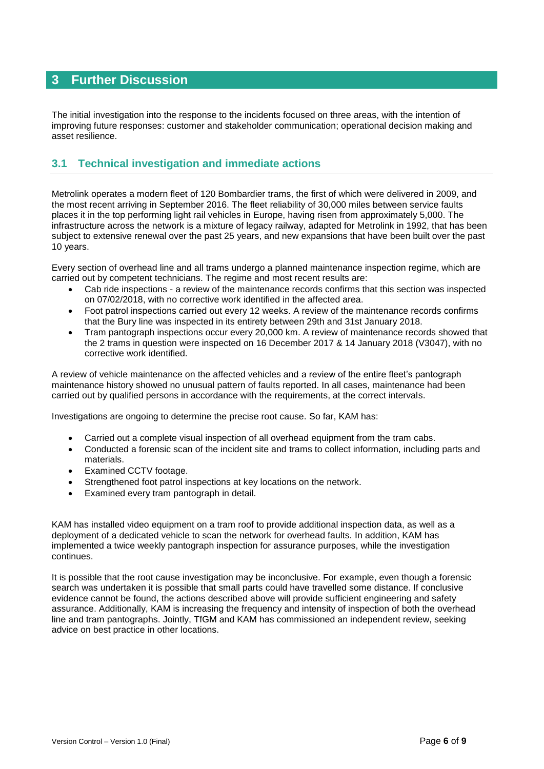# 3 Further Discussion

The initial investigation into the response to the incidents focused on three areas, with the intention of improving future responses: customer and stakeholder communication; operational decision making and asset resilience.

## 3.1 Technical investigation and immediate actions

Metrolink operates a modern fleet of 120 Bombardier trams, the first of which were delivered in 2009, and the most recent arriving in September 2016. The fleet reliability of 30,000 miles between service faults places it in the top performing light rail vehicles in Europe, having risen from approximately 5,000. The infrastructure across the network is a mixture of legacy railway, adapted for Metrolink in 1992, that has been subject to extensive renewal over the past 25 years, and new expansions that have been built over the past 10 years.

Every section of overhead line and all trams undergo a planned maintenance inspection regime, which are carried out by competent technicians. The regime and most recent results are:

- Cab ride inspections - a review of the maintenance records confirms that this section was inspected on 07/02/2018, with no corrective work identified in the affected area.
- Foot patrol inspections carried out every 12 weeks. A review of the maintenance records confirms that the Bury line was inspected in its entirety between 29th and 31st January 2018.
- Tram pantograph inspections occur every 20,000 km. A review of maintenance records showed that the 2 trams in question were inspected on 16 December 2017 & 14 January 2018 (V3047), with no corrective work identified.

A review of vehicle maintenance on the affected vehicles and a review of the entire fleet's pantograph maintenance history showed no unusual pattern of faults reported. In all cases, maintenance had been carried out by qualified persons in accordance with the requirements, at the correct intervals.

Investigations are ongoing to determine the precise root cause. So far, KAM has:

- Carried out a complete visual inspection of all overhead equipment from the tram cabs.
- Conducted a forensic scan of the incident site and trams to collect information, including parts and materials.
- Examined CCTV footage.
- Strengthened foot patrol inspections at key locations on the network.
- Examined every tram pantograph in detail.

KAM has installed video equipment on a tram roof to provide additional inspection data, as well as a deployment of a dedicated vehicle to scan the network for overhead faults. In addition, KAM has implemented a twice weekly pantograph inspection for assurance purposes, while the investigation continues.

It is possible that the root cause investigation may be inconclusive. For example, even though a forensic search was undertaken it is possible that small parts could have travelled some distance. If conclusive evidence cannot be found, the actions described above will provide sufficient engineering and safety assurance. Additionally, KAM is increasing the frequency and intensity of inspection of both the overhead line and tram pantographs. Jointly, TfGM and KAM has commissioned an independent review, seeking advice on best practice in other locations.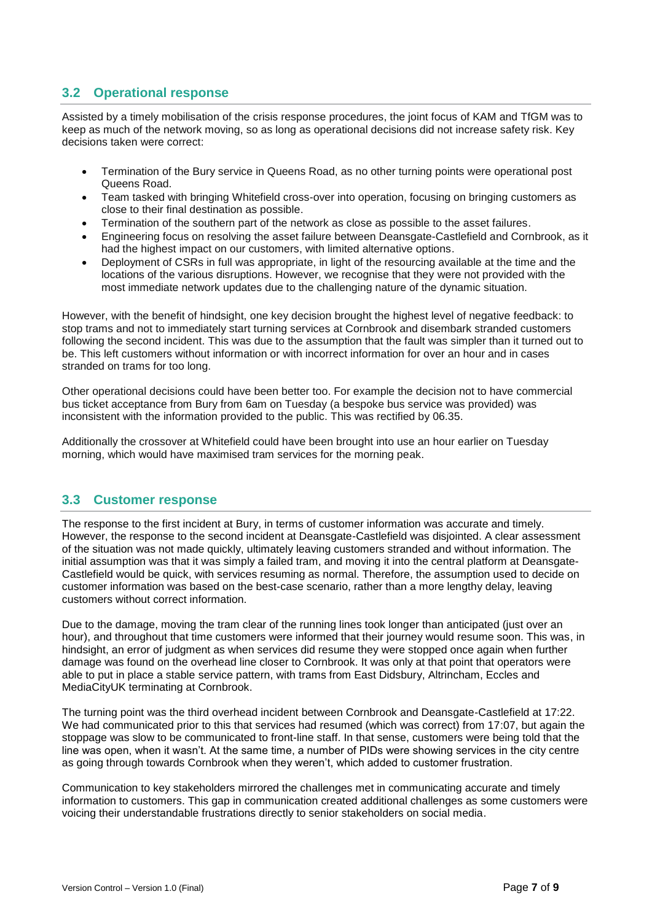## 3.2 Operational response

Assisted by a timely mobilisation of the crisis response procedures, the joint focus of KAM and TfGM was to keep as much of the network moving, so as long as operational decisions did not increase safety risk. Key decisions taken were correct:

- Termination of the Bury service in Queens Road, as no other turning points were operational post Queens Road.
- Team tasked with bringing Whitefield cross-over into operation, focusing on bringing customers as close to their final destination as possible.
- Termination of the southern part of the network as close as possible to the asset failures.
- Engineering focus on resolving the asset failure between Deansgate-Castlefield and Cornbrook, as it had the highest impact on our customers, with limited alternative options.
- Deployment of CSRs in full was appropriate, in light of the resourcing available at the time and the locations of the various disruptions. However, we recognise that they were not provided with the most immediate network updates due to the challenging nature of the dynamic situation.

However, with the benefit of hindsight, one key decision brought the highest level of negative feedback: to stop trams and not to immediately start turning services at Cornbrook and disembark stranded customers following the second incident. This was due to the assumption that the fault was simpler than it turned out to be. This left customers without information or with incorrect information for over an hour and in cases stranded on trams for too long.

Other operational decisions could have been better too. For example the decision not to have commercial bus ticket acceptance from Bury from 6am on Tuesday (a bespoke bus service was provided) was inconsistent with the information provided to the public. This was rectified by 06.35.

Additionally the crossover at Whitefield could have been brought into use an hour earlier on Tuesday morning, which would have maximised tram services for the morning peak.

## 3.3 Customer response

The response to the first incident at Bury, in terms of customer information was accurate and timely. However, the response to the second incident at Deansgate-Castlefield was disjointed. A clear assessment of the situation was not made quickly, ultimately leaving customers stranded and without information. The initial assumption was that it was simply a failed tram, and moving it into the central platform at Deansgate-Castlefield would be quick, with services resuming as normal. Therefore, the assumption used to decide on customer information was based on the best-case scenario, rather than a more lengthy delay, leaving customers without correct information.

Due to the damage, moving the tram clear of the running lines took longer than anticipated (just over an hour), and throughout that time customers were informed that their journey would resume soon. This was, in hindsight, an error of judgment as when services did resume they were stopped once again when further damage was found on the overhead line closer to Cornbrook. It was only at that point that operators were able to put in place a stable service pattern, with trams from East Didsbury, Altrincham, Eccles and MediaCityUK terminating at Cornbrook.

The turning point was the third overhead incident between Cornbrook and Deansgate-Castlefield at 17:22. We had communicated prior to this that services had resumed (which was correct) from 17:07, but again the stoppage was slow to be communicated to front-line staff. In that sense, customers were being told that the line was open, when it wasn't. At the same time, a number of PIDs were showing services in the city centre as going through towards Cornbrook when they weren't, which added to customer frustration.

Communication to key stakeholders mirrored the challenges met in communicating accurate and timely information to customers. This gap in communication created additional challenges as some customers were voicing their understandable frustrations directly to senior stakeholders on social media.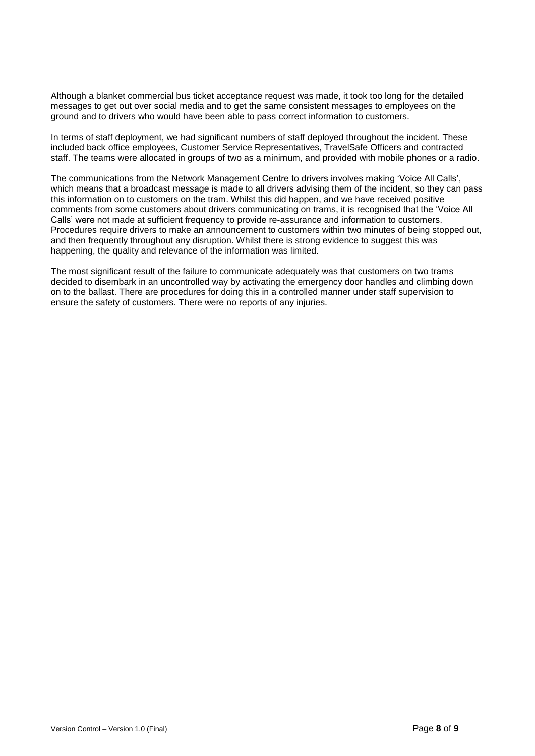Although a blanket commercial bus ticket acceptance request was made, it took too long for the detailed messages to get out over social media and to get the same consistent messages to employees on the ground and to drivers who would have been able to pass correct information to customers.

In terms of staff deployment, we had significant numbers of staff deployed throughout the incident. These included back office employees, Customer Service Representatives, TravelSafe Officers and contracted staff. The teams were allocated in groups of two as a minimum, and provided with mobile phones or a radio.

The communications from the Network Management Centre to drivers involves making 'Voice All Calls', which means that a broadcast message is made to all drivers advising them of the incident, so they can pass this information on to customers on the tram. Whilst this did happen, and we have received positive comments from some customers about drivers communicating on trams, it is recognised that the 'Voice All Calls' were not made at sufficient frequency to provide re-assurance and information to customers. Procedures require drivers to make an announcement to customers within two minutes of being stopped out, and then frequently throughout any disruption. Whilst there is strong evidence to suggest this was happening, the quality and relevance of the information was limited.

The most significant result of the failure to communicate adequately was that customers on two trams decided to disembark in an uncontrolled way by activating the emergency door handles and climbing down on to the ballast. There are procedures for doing this in a controlled manner under staff supervision to ensure the safety of customers. There were no reports of any injuries.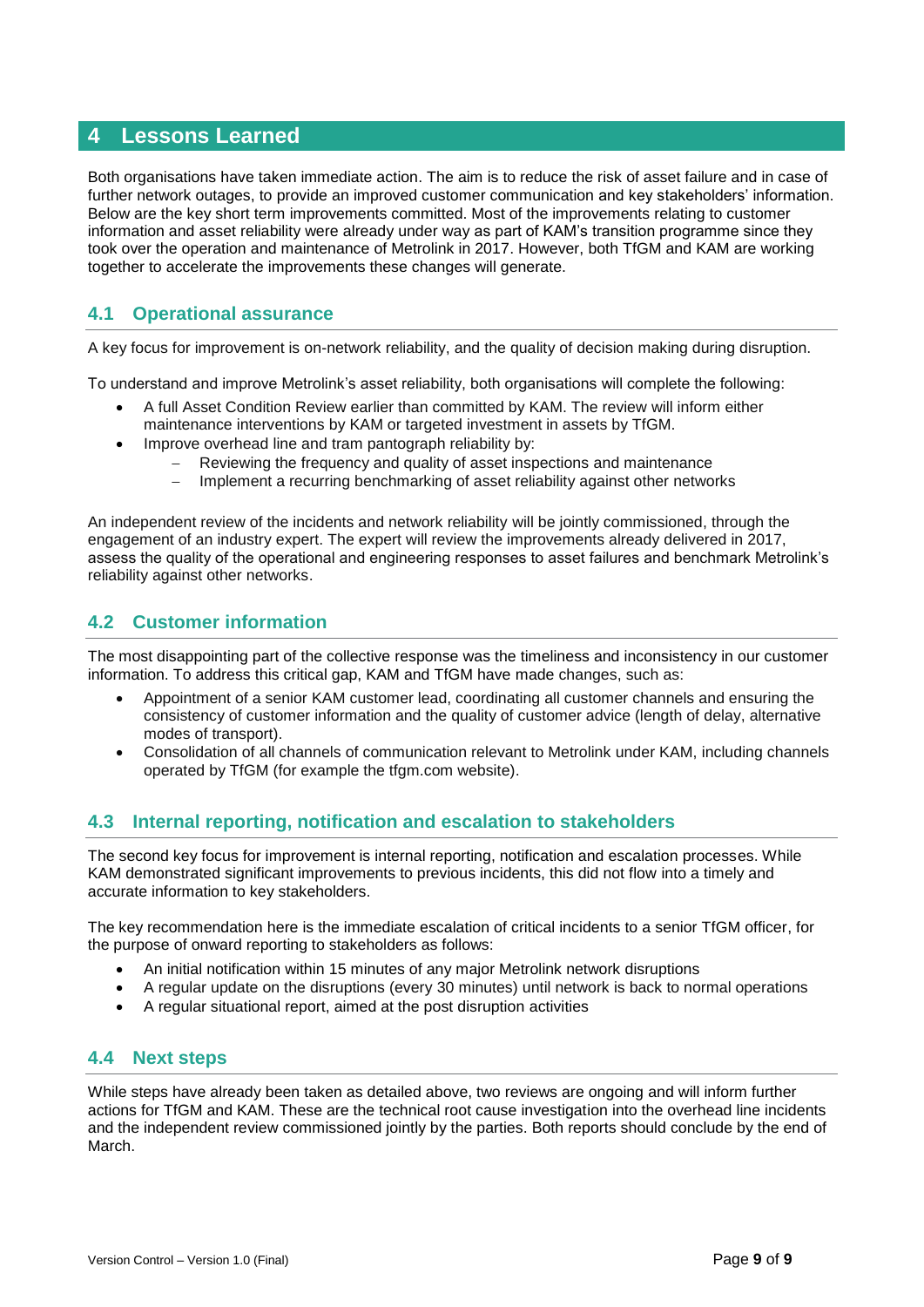# 4 Lessons Learned

Both organisations have taken immediate action. The aim is to reduce the risk of asset failure and in case of further network outages, to provide an improved customer communication and key stakeholders' information. Below are the key short term improvements committed. Most of the improvements relating to customer information and asset reliability were already under way as part of KAM's transition programme since they took over the operation and maintenance of Metrolink in 2017. However, both TfGM and KAM are working together to accelerate the improvements these changes will generate.

## 4.1 Operational assurance

A key focus for improvement is on-network reliability, and the quality of decision making during disruption.

To understand and improve Metrolink's asset reliability, both organisations will complete the following:

- A full Asset Condition Review earlier than committed by KAM. The review will inform either maintenance interventions by KAM or targeted investment in assets by TfGM.
- Improve overhead line and tram pantograph reliability by:
  - Reviewing the frequency and quality of asset inspections and maintenance
  - Implement a recurring benchmarking of asset reliability against other networks

An independent review of the incidents and network reliability will be jointly commissioned, through the engagement of an industry expert. The expert will review the improvements already delivered in 2017, assess the quality of the operational and engineering responses to asset failures and benchmark Metrolink's reliability against other networks.

## 4.2 Customer information

The most disappointing part of the collective response was the timeliness and inconsistency in our customer information. To address this critical gap, KAM and TfGM have made changes, such as:

- Appointment of a senior KAM customer lead, coordinating all customer channels and ensuring the consistency of customer information and the quality of customer advice (length of delay, alternative modes of transport).
- Consolidation of all channels of communication relevant to Metrolink under KAM, including channels operated by TfGM (for example the tfgm.com website).

## 4.3 Internal reporting, notification and escalation to stakeholders

The second key focus for improvement is internal reporting, notification and escalation processes. While KAM demonstrated significant improvements to previous incidents, this did not flow into a timely and accurate information to key stakeholders.

The key recommendation here is the immediate escalation of critical incidents to a senior TfGM officer, for the purpose of onward reporting to stakeholders as follows:

- An initial notification within 15 minutes of any major Metrolink network disruptions
- A regular update on the disruptions (every 30 minutes) until network is back to normal operations
- A regular situational report, aimed at the post disruption activities

## 4.4 Next steps

While steps have already been taken as detailed above, two reviews are ongoing and will inform further actions for TfGM and KAM. These are the technical root cause investigation into the overhead line incidents and the independent review commissioned jointly by the parties. Both reports should conclude by the end of March.

Version Control – Version 1.0 (Final)